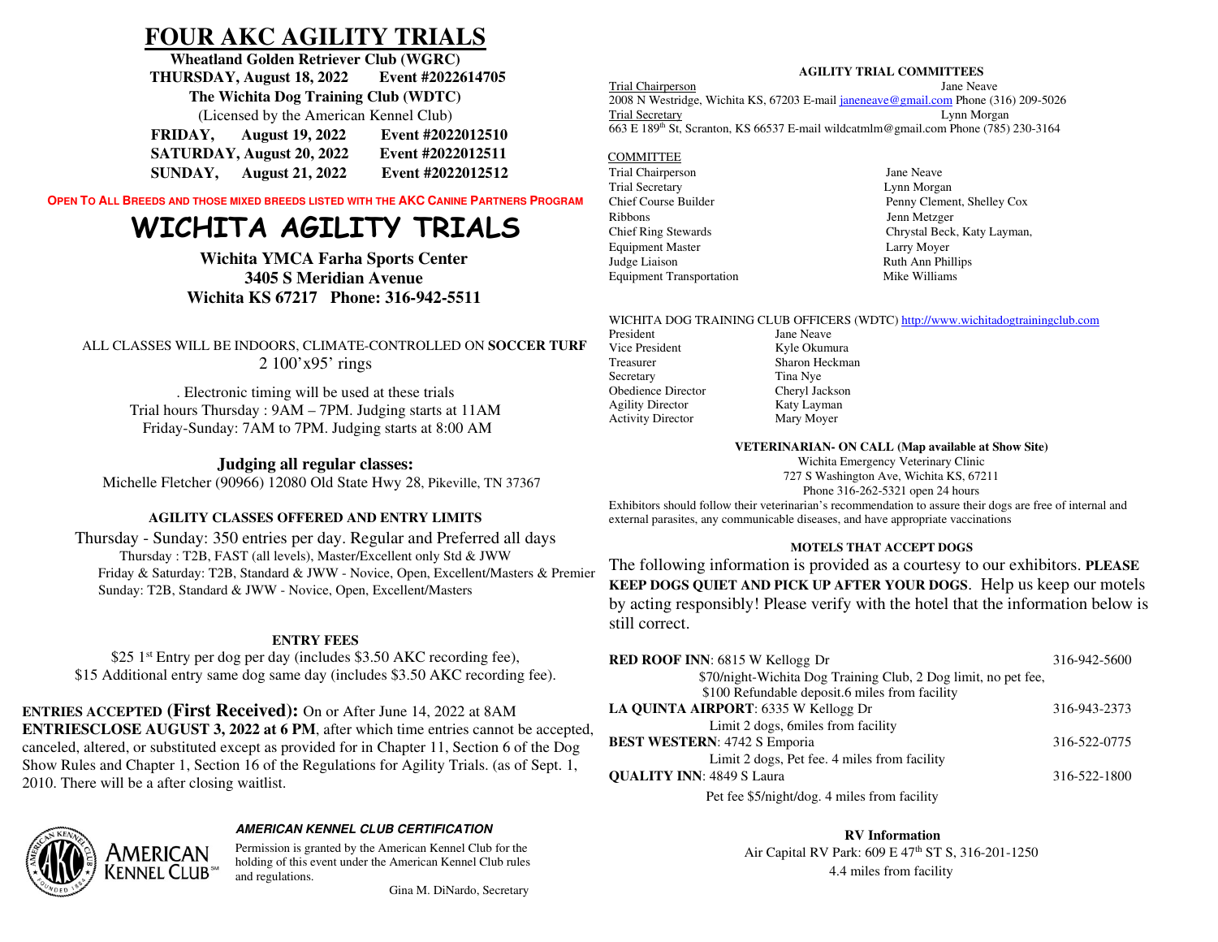# FOUR AKC AGILITY TRIALS

**Wheatland Golden Retriever Club (WGRC)**

**THURSDAY, August 18, 2022 Event #2022614705**

**The Wichita Dog Training Club (WDTC)**

(Licensed by the American Kennel Club)

**FRIDAY, August 19, 2022 Event #2022012510**

**SATURDAY, August 20, 2022 Event #2022012511**

**SUNDAY, August 21, 2022 Event #2022012512**

**OPEN TO ALL BREEDS AND THOSE MIXED BREEDS LISTED WITH THE AKC CANINE PARTNERS PROGRAM**

# WICHITA AGILITY TRIALS

**Wichita YMCA Farha Sports Center**
**3405 S Meridian Avenue**
**Wichita KS 67217 Phone: 316-942-5511**

ALL CLASSES WILL BE INDOORS, CLIMATE-CONTROLLED ON **SOCCER TURF**
2 100'x95' rings

. Electronic timing will be used at these trials
Trial hours Thursday : 9AM – 7PM. Judging starts at 11AM
Friday-Sunday: 7AM to 7PM. Judging starts at 8:00 AM

### Judging all regular classes:

Michelle Fletcher (90966) 12080 Old State Hwy 28, Pikeville, TN 37367

### AGILITY CLASSES OFFERED AND ENTRY LIMITS

Thursday - Sunday: 350 entries per day. Regular and Preferred all days
Thursday : T2B, FAST (all levels), Master/Excellent only Std & JWW
Friday & Saturday: T2B, Standard & JWW - Novice, Open, Excellent/Masters & Premier
Sunday: T2B, Standard & JWW - Novice, Open, Excellent/Masters

### ENTRY FEES

$25 1st Entry per dog per day (includes $3.50 AKC recording fee),
$15 Additional entry same dog same day (includes $3.50 AKC recording fee).

**ENTRIES ACCEPTED (First Received):** On or After June 14, 2022 at 8AM
**ENTRIESCLOSE AUGUST 3, 2022 at 6 PM**, after which time entries cannot be accepted, canceled, altered, or substituted except as provided for in Chapter 11, Section 6 of the Dog Show Rules and Chapter 1, Section 16 of the Regulations for Agility Trials. (as of Sept. 1, 2010. There will be a after closing waitlist.

AMERICAN KENNEL CLUB

***AMERICAN KENNEL CLUB CERTIFICATION***

Permission is granted by the American Kennel Club for the holding of this event under the American Kennel Club rules and regulations.

Gina M. DiNardo, Secretary

### AGILITY TRIAL COMMITTEES

Trial Chairperson — Jane Neave
2008 N Westridge, Wichita KS, 67203 E-mail janeneave@gmail.com Phone (316) 209-5026
Trial Secretary — Lynn Morgan
663 E 189th St, Scranton, KS 66537 E-mail wildcatmlm@gmail.com Phone (785) 230-3164

COMMITTEE

| | |
|---|---|
| Trial Chairperson | Jane Neave |
| Trial Secretary | Lynn Morgan |
| Chief Course Builder | Penny Clement, Shelley Cox |
| Ribbons | Jenn Metzger |
| Chief Ring Stewards | Chrystal Beck, Katy Layman, |
| Equipment Master | Larry Moyer |
| Judge Liaison | Ruth Ann Phillips |
| Equipment Transportation | Mike Williams |

WICHITA DOG TRAINING CLUB OFFICERS (WDTC) http://www.wichitadogtrainingclub.com

| | |
|---|---|
| President | Jane Neave |
| Vice President | Kyle Okumura |
| Treasurer | Sharon Heckman |
| Secretary | Tina Nye |
| Obedience Director | Cheryl Jackson |
| Agility Director | Katy Layman |
| Activity Director | Mary Moyer |

### VETERINARIAN- ON CALL (Map available at Show Site)

Wichita Emergency Veterinary Clinic
727 S Washington Ave, Wichita KS, 67211
Phone 316-262-5321 open 24 hours

Exhibitors should follow their veterinarian's recommendation to assure their dogs are free of internal and external parasites, any communicable diseases, and have appropriate vaccinations

### MOTELS THAT ACCEPT DOGS

The following information is provided as a courtesy to our exhibitors. **PLEASE KEEP DOGS QUIET AND PICK UP AFTER YOUR DOGS**. Help us keep our motels by acting responsibly! Please verify with the hotel that the information below is still correct.

**RED ROOF INN**: 6815 W Kellogg Dr — 316-942-5600
$70/night-Wichita Dog Training Club, 2 Dog limit, no pet fee, $100 Refundable deposit.6 miles from facility

**LA QUINTA AIRPORT**: 6335 W Kellogg Dr — 316-943-2373
Limit 2 dogs, 6miles from facility

**BEST WESTERN**: 4742 S Emporia — 316-522-0775
Limit 2 dogs, Pet fee. 4 miles from facility

**QUALITY INN**: 4849 S Laura — 316-522-1800
Pet fee $5/night/dog. 4 miles from facility

### RV Information

Air Capital RV Park: 609 E 47th ST S, 316-201-1250
4.4 miles from facility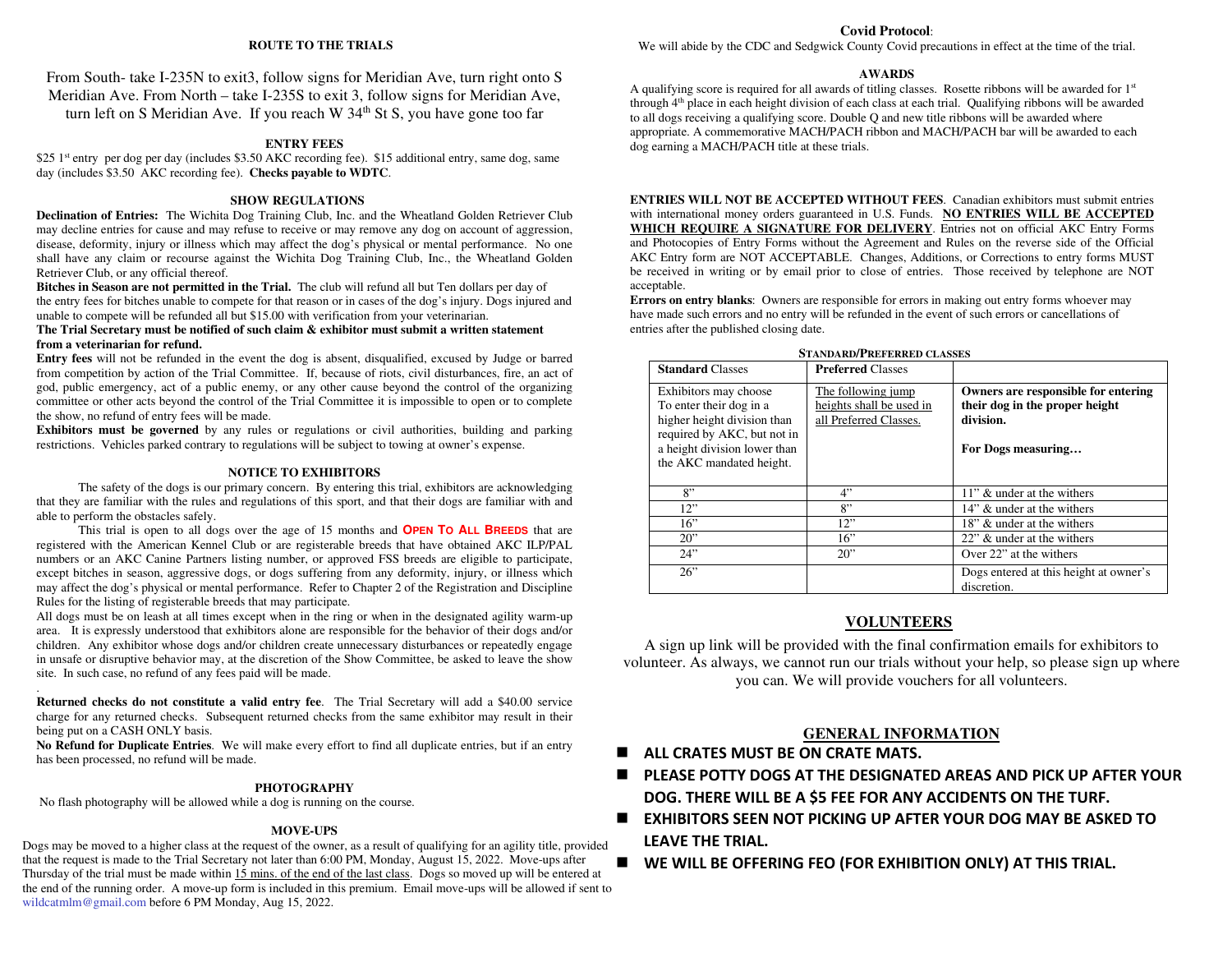## ROUTE TO THE TRIALS

From South- take I-235N to exit3, follow signs for Meridian Ave, turn right onto S Meridian Ave. From North – take I-235S to exit 3, follow signs for Meridian Ave, turn left on S Meridian Ave. If you reach W 34th St S, you have gone too far

## ENTRY FEES

$25 1st entry per dog per day (includes $3.50 AKC recording fee). $15 additional entry, same dog, same day (includes $3.50 AKC recording fee). **Checks payable to WDTC**.

## SHOW REGULATIONS

**Declination of Entries:** The Wichita Dog Training Club, Inc. and the Wheatland Golden Retriever Club may decline entries for cause and may refuse to receive or may remove any dog on account of aggression, disease, deformity, injury or illness which may affect the dog's physical or mental performance. No one shall have any claim or recourse against the Wichita Dog Training Club, Inc., the Wheatland Golden Retriever Club, or any official thereof.

**Bitches in Season are not permitted in the Trial.** The club will refund all but Ten dollars per day of the entry fees for bitches unable to compete for that reason or in cases of the dog's injury. Dogs injured and unable to compete will be refunded all but $15.00 with verification from your veterinarian.

**The Trial Secretary must be notified of such claim & exhibitor must submit a written statement from a veterinarian for refund.**

**Entry fees** will not be refunded in the event the dog is absent, disqualified, excused by Judge or barred from competition by action of the Trial Committee. If, because of riots, civil disturbances, fire, an act of god, public emergency, act of a public enemy, or any other cause beyond the control of the organizing committee or other acts beyond the control of the Trial Committee it is impossible to open or to complete the show, no refund of entry fees will be made.

**Exhibitors must be governed** by any rules or regulations or civil authorities, building and parking restrictions. Vehicles parked contrary to regulations will be subject to towing at owner's expense.

## NOTICE TO EXHIBITORS

The safety of the dogs is our primary concern. By entering this trial, exhibitors are acknowledging that they are familiar with the rules and regulations of this sport, and that their dogs are familiar with and able to perform the obstacles safely.

This trial is open to all dogs over the age of 15 months and **OPEN TO ALL BREEDS** that are registered with the American Kennel Club or are registerable breeds that have obtained AKC ILP/PAL numbers or an AKC Canine Partners listing number, or approved FSS breeds are eligible to participate, except bitches in season, aggressive dogs, or dogs suffering from any deformity, injury, or illness which may affect the dog's physical or mental performance. Refer to Chapter 2 of the Registration and Discipline Rules for the listing of registerable breeds that may participate.

All dogs must be on leash at all times except when in the ring or when in the designated agility warm-up area. It is expressly understood that exhibitors alone are responsible for the behavior of their dogs and/or children. Any exhibitor whose dogs and/or children create unnecessary disturbances or repeatedly engage in unsafe or disruptive behavior may, at the discretion of the Show Committee, be asked to leave the show site. In such case, no refund of any fees paid will be made.

**Returned checks do not constitute a valid entry fee**. The Trial Secretary will add a $40.00 service charge for any returned checks. Subsequent returned checks from the same exhibitor may result in their being put on a CASH ONLY basis.

**No Refund for Duplicate Entries**. We will make every effort to find all duplicate entries, but if an entry has been processed, no refund will be made.

## PHOTOGRAPHY

No flash photography will be allowed while a dog is running on the course.

## MOVE-UPS

Dogs may be moved to a higher class at the request of the owner, as a result of qualifying for an agility title, provided that the request is made to the Trial Secretary not later than 6:00 PM, Monday, August 15, 2022. Move-ups after Thursday of the trial must be made within 15 mins. of the end of the last class. Dogs so moved up will be entered at the end of the running order. A move-up form is included in this premium. Email move-ups will be allowed if sent to wildcatmlm@gmail.com before 6 PM Monday, Aug 15, 2022.

## Covid Protocol:

We will abide by the CDC and Sedgwick County Covid precautions in effect at the time of the trial.

## AWARDS

A qualifying score is required for all awards of titling classes. Rosette ribbons will be awarded for 1st through 4th place in each height division of each class at each trial. Qualifying ribbons will be awarded to all dogs receiving a qualifying score. Double Q and new title ribbons will be awarded where appropriate. A commemorative MACH/PACH ribbon and MACH/PACH bar will be awarded to each dog earning a MACH/PACH title at these trials.

**ENTRIES WILL NOT BE ACCEPTED WITHOUT FEES**. Canadian exhibitors must submit entries with international money orders guaranteed in U.S. Funds. **NO ENTRIES WILL BE ACCEPTED WHICH REQUIRE A SIGNATURE FOR DELIVERY**. Entries not on official AKC Entry Forms and Photocopies of Entry Forms without the Agreement and Rules on the reverse side of the Official AKC Entry form are NOT ACCEPTABLE. Changes, Additions, or Corrections to entry forms MUST be received in writing or by email prior to close of entries. Those received by telephone are NOT acceptable.

**Errors on entry blanks**: Owners are responsible for errors in making out entry forms whoever may have made such errors and no entry will be refunded in the event of such errors or cancellations of entries after the published closing date.

**STANDARD/PREFERRED CLASSES**

| **Standard** Classes | **Preferred** Classes | |
|---|---|---|
| Exhibitors may choose To enter their dog in a higher height division than required by AKC, but not in a height division lower than the AKC mandated height. | The following jump heights shall be used in all Preferred Classes. | **Owners are responsible for entering their dog in the proper height division.** **For Dogs measuring…** |
| 8" | 4" | 11" & under at the withers |
| 12" | 8" | 14" & under at the withers |
| 16" | 12" | 18" & under at the withers |
| 20" | 16" | 22" & under at the withers |
| 24" | 20" | Over 22" at the withers |
| 26" | | Dogs entered at this height at owner's discretion. |

## VOLUNTEERS

A sign up link will be provided with the final confirmation emails for exhibitors to volunteer. As always, we cannot run our trials without your help, so please sign up where you can. We will provide vouchers for all volunteers.

## GENERAL INFORMATION

- **ALL CRATES MUST BE ON CRATE MATS.**
- **PLEASE POTTY DOGS AT THE DESIGNATED AREAS AND PICK UP AFTER YOUR DOG. THERE WILL BE A $5 FEE FOR ANY ACCIDENTS ON THE TURF.**
- **EXHIBITORS SEEN NOT PICKING UP AFTER YOUR DOG MAY BE ASKED TO LEAVE THE TRIAL.**
- **WE WILL BE OFFERING FEO (FOR EXHIBITION ONLY) AT THIS TRIAL.**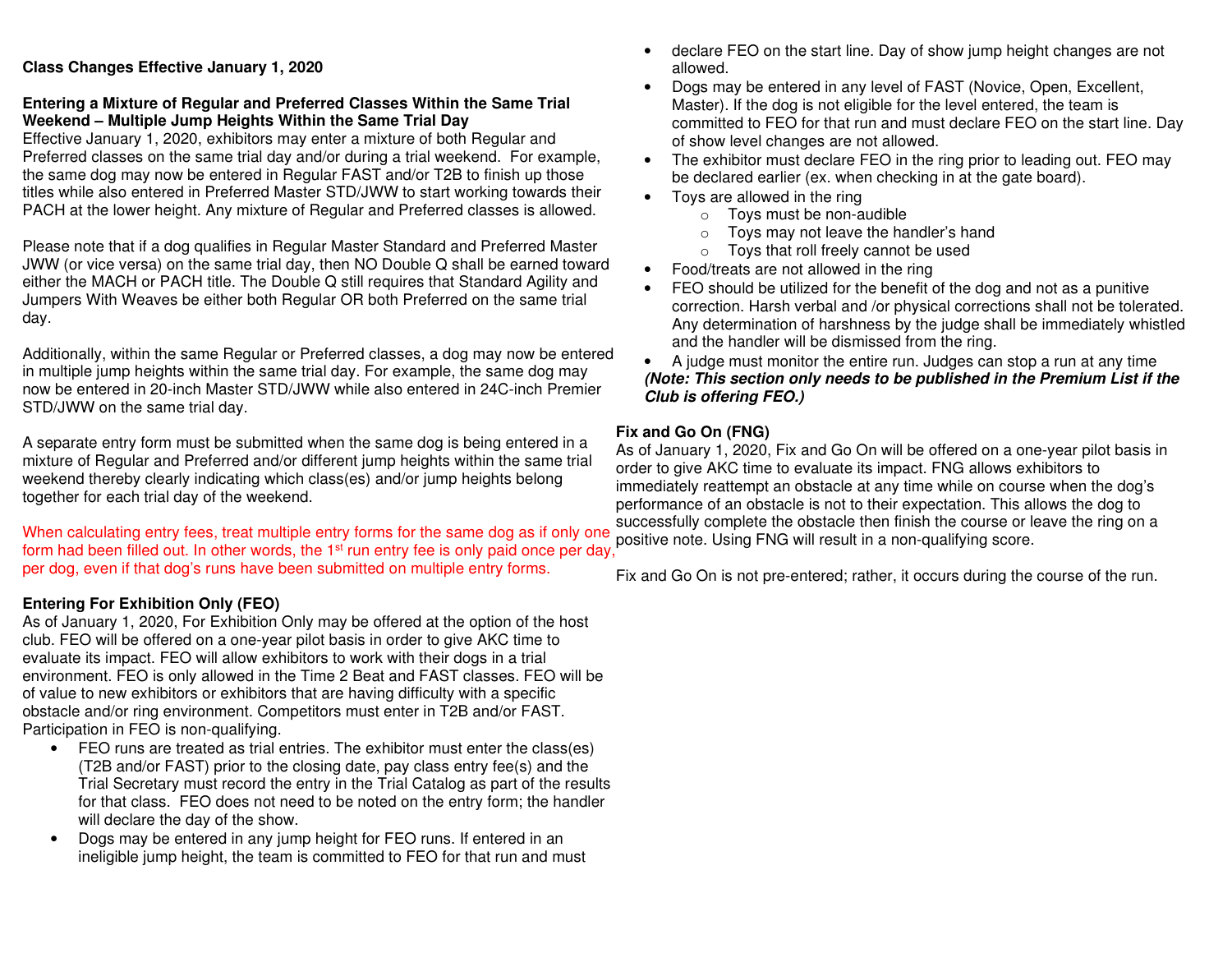**Class Changes Effective January 1, 2020**

**Entering a Mixture of Regular and Preferred Classes Within the Same Trial Weekend – Multiple Jump Heights Within the Same Trial Day**

Effective January 1, 2020, exhibitors may enter a mixture of both Regular and Preferred classes on the same trial day and/or during a trial weekend. For example, the same dog may now be entered in Regular FAST and/or T2B to finish up those titles while also entered in Preferred Master STD/JWW to start working towards their PACH at the lower height. Any mixture of Regular and Preferred classes is allowed.

Please note that if a dog qualifies in Regular Master Standard and Preferred Master JWW (or vice versa) on the same trial day, then NO Double Q shall be earned toward either the MACH or PACH title. The Double Q still requires that Standard Agility and Jumpers With Weaves be either both Regular OR both Preferred on the same trial day.

Additionally, within the same Regular or Preferred classes, a dog may now be entered in multiple jump heights within the same trial day. For example, the same dog may now be entered in 20-inch Master STD/JWW while also entered in 24C-inch Premier STD/JWW on the same trial day.

A separate entry form must be submitted when the same dog is being entered in a mixture of Regular and Preferred and/or different jump heights within the same trial weekend thereby clearly indicating which class(es) and/or jump heights belong together for each trial day of the weekend.

When calculating entry fees, treat multiple entry forms for the same dog as if only one form had been filled out. In other words, the 1st run entry fee is only paid once per day, per dog, even if that dog's runs have been submitted on multiple entry forms.

**Entering For Exhibition Only (FEO)**

As of January 1, 2020, For Exhibition Only may be offered at the option of the host club. FEO will be offered on a one-year pilot basis in order to give AKC time to evaluate its impact. FEO will allow exhibitors to work with their dogs in a trial environment. FEO is only allowed in the Time 2 Beat and FAST classes. FEO will be of value to new exhibitors or exhibitors that are having difficulty with a specific obstacle and/or ring environment. Competitors must enter in T2B and/or FAST. Participation in FEO is non-qualifying.

- FEO runs are treated as trial entries. The exhibitor must enter the class(es) (T2B and/or FAST) prior to the closing date, pay class entry fee(s) and the Trial Secretary must record the entry in the Trial Catalog as part of the results for that class. FEO does not need to be noted on the entry form; the handler will declare the day of the show.
- Dogs may be entered in any jump height for FEO runs. If entered in an ineligible jump height, the team is committed to FEO for that run and must declare FEO on the start line. Day of show jump height changes are not allowed.
- Dogs may be entered in any level of FAST (Novice, Open, Excellent, Master). If the dog is not eligible for the level entered, the team is committed to FEO for that run and must declare FEO on the start line. Day of show level changes are not allowed.
- The exhibitor must declare FEO in the ring prior to leading out. FEO may be declared earlier (ex. when checking in at the gate board).
- Toys are allowed in the ring
  - Toys must be non-audible
  - Toys may not leave the handler's hand
  - Toys that roll freely cannot be used
- Food/treats are not allowed in the ring
- FEO should be utilized for the benefit of the dog and not as a punitive correction. Harsh verbal and /or physical corrections shall not be tolerated. Any determination of harshness by the judge shall be immediately whistled and the handler will be dismissed from the ring.
- A judge must monitor the entire run. Judges can stop a run at any time

***(Note: This section only needs to be published in the Premium List if the Club is offering FEO.)***

**Fix and Go On (FNG)**

As of January 1, 2020, Fix and Go On will be offered on a one-year pilot basis in order to give AKC time to evaluate its impact. FNG allows exhibitors to immediately reattempt an obstacle at any time while on course when the dog's performance of an obstacle is not to their expectation. This allows the dog to successfully complete the obstacle then finish the course or leave the ring on a positive note. Using FNG will result in a non-qualifying score.

Fix and Go On is not pre-entered; rather, it occurs during the course of the run.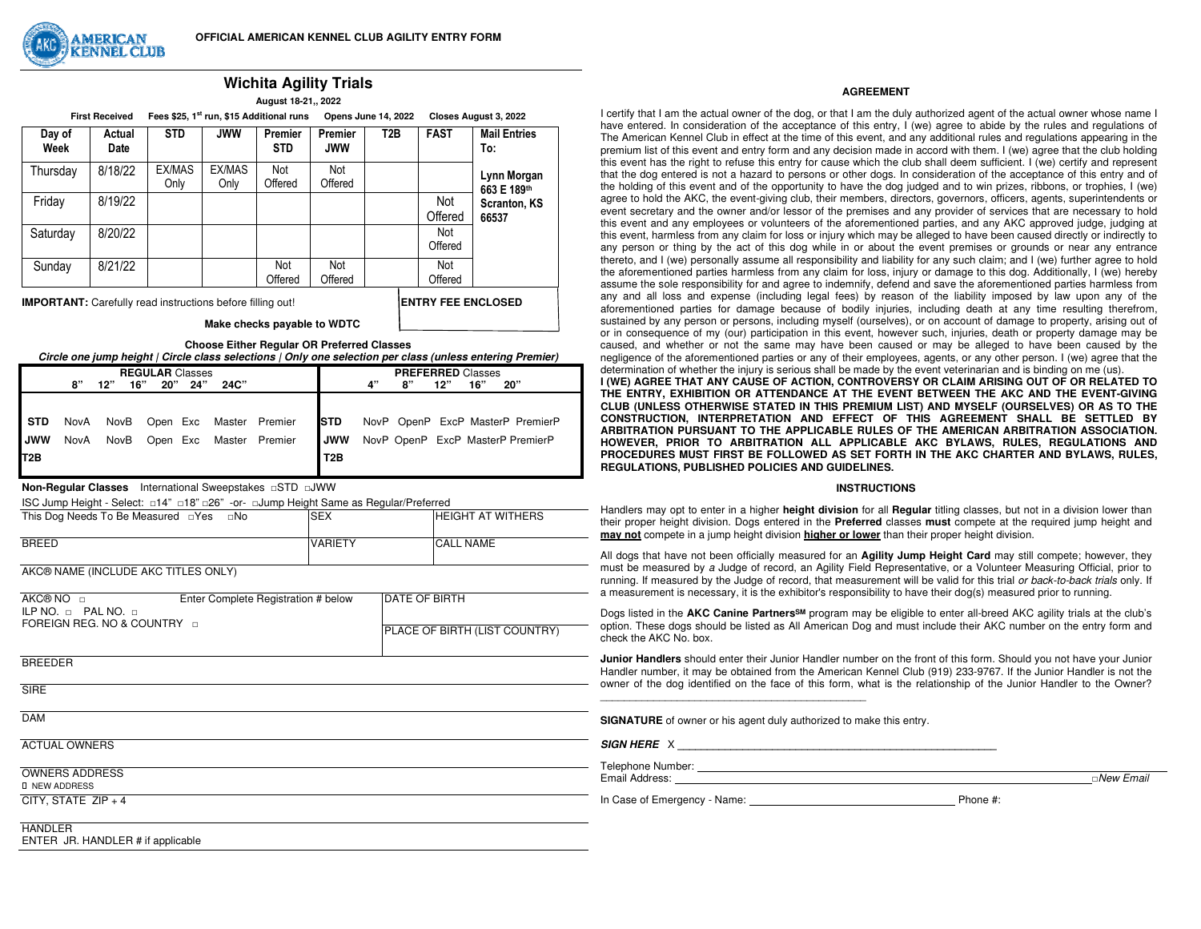**AMERICAN KENNEL CLUB**

**OFFICIAL AMERICAN KENNEL CLUB AGILITY ENTRY FORM**

## Wichita Agility Trials

**August 18-21,, 2022**

**First Received** **Fees $25, 1st run, $15 Additional runs** **Opens June 14, 2022** **Closes August 3, 2022**

| Day of Week | Actual Date | STD | JWW | Premier STD | Premier JWW | T2B | FAST | Mail Entries To: |
|---|---|---|---|---|---|---|---|---|
| Thursday | 8/18/22 | EX/MAS Only | EX/MAS Only | Not Offered | Not Offered | | | Lynn Morgan 663 E 189th Scranton, KS 66537 |
| Friday | 8/19/22 | | | | | | Not Offered | |
| Saturday | 8/20/22 | | | | | | Not Offered | |
| Sunday | 8/21/22 | | | Not Offered | Not Offered | | Not Offered | |

**IMPORTANT:** Carefully read instructions before filling out!

**ENTRY FEE ENCLOSED**

**Make checks payable to WDTC**

**Choose Either Regular OR Preferred Classes**

***Circle one jump height | Circle class selections | Only one selection per class (unless entering Premier)***

| **REGULAR** Classes | | | | | | | **PREFERRED** Classes | | | | | |
|---|---|---|---|---|---|---|---|---|---|---|---|---|
| | 8" | 12" | 16" | 20" | 24" | 24C" | | 4" | 8" | 12" | 16" | 20" |
| **STD** | NovA | NovB | Open | Exc | Master | Premier | **STD** | NovP | OpenP | ExcP | MasterP | PremierP |
| **JWW** | NovA | NovB | Open | Exc | Master | Premier | **JWW** | NovP | OpenP | ExcP | MasterP | PremierP |
| **T2B** | | | | | | | **T2B** | | | | | |

**Non-Regular Classes** International Sweepstakes □STD □JWW

ISC Jump Height - Select: □14" □18" □26" -or- □Jump Height Same as Regular/Preferred

This Dog Needs To Be Measured □Yes □No | SEX | HEIGHT AT WITHERS

BREED | VARIETY | CALL NAME

AKC® NAME (INCLUDE AKC TITLES ONLY)

AKC® NO □ Enter Complete Registration # below | DATE OF BIRTH

ILP NO. □ PAL NO. □

FOREIGN REG. NO & COUNTRY □ | PLACE OF BIRTH (LIST COUNTRY)

BREEDER

SIRE

DAM

ACTUAL OWNERS

OWNERS ADDRESS

□ NEW ADDRESS

CITY, STATE ZIP + 4

HANDLER

ENTER JR. HANDLER # if applicable

### AGREEMENT

I certify that I am the actual owner of the dog, or that I am the duly authorized agent of the actual owner whose name I have entered. In consideration of the acceptance of this entry, I (we) agree to abide by the rules and regulations of The American Kennel Club in effect at the time of this event, and any additional rules and regulations appearing in the premium list of this event and entry form and any decision made in accord with them. I (we) agree that the club holding this event has the right to refuse this entry for cause which the club shall deem sufficient. I (we) certify and represent that the dog entered is not a hazard to persons or other dogs. In consideration of the acceptance of this entry and of the holding of this event and of the opportunity to have the dog judged and to win prizes, ribbons, or trophies, I (we) agree to hold the AKC, the event-giving club, their members, directors, governors, officers, agents, superintendents or event secretary and the owner and/or lessor of the premises and any provider of services that are necessary to hold this event and any employees or volunteers of the aforementioned parties, and any AKC approved judge, judging at this event, harmless from any claim for loss or injury which may be alleged to have been caused directly or indirectly to any person or thing by the act of this dog while in or about the event premises or grounds or near any entrance thereto, and I (we) personally assume all responsibility and liability for any such claim; and I (we) further agree to hold the aforementioned parties harmless from any claim for loss, injury or damage to this dog. Additionally, I (we) hereby assume the sole responsibility for and agree to indemnify, defend and save the aforementioned parties harmless from any and all loss and expense (including legal fees) by reason of the liability imposed by law upon any of the aforementioned parties for damage because of bodily injuries, including death at any time resulting therefrom, sustained by any person or persons, including myself (ourselves), or on account of damage to property, arising out of or in consequence of my (our) participation in this event, however such, injuries, death or property damage may be caused, and whether or not the same may have been caused or may be alleged to have been caused by the negligence of the aforementioned parties or any of their employees, agents, or any other person. I (we) agree that the determination of whether the injury is serious shall be made by the event veterinarian and is binding on me (us).

**I (WE) AGREE THAT ANY CAUSE OF ACTION, CONTROVERSY OR CLAIM ARISING OUT OF OR RELATED TO THE ENTRY, EXHIBITION OR ATTENDANCE AT THE EVENT BETWEEN THE AKC AND THE EVENT-GIVING CLUB (UNLESS OTHERWISE STATED IN THIS PREMIUM LIST) AND MYSELF (OURSELVES) OR AS TO THE CONSTRUCTION, INTERPRETATION AND EFFECT OF THIS AGREEMENT SHALL BE SETTLED BY ARBITRATION PURSUANT TO THE APPLICABLE RULES OF THE AMERICAN ARBITRATION ASSOCIATION. HOWEVER, PRIOR TO ARBITRATION ALL APPLICABLE AKC BYLAWS, RULES, REGULATIONS AND PROCEDURES MUST FIRST BE FOLLOWED AS SET FORTH IN THE AKC CHARTER AND BYLAWS, RULES, REGULATIONS, PUBLISHED POLICIES AND GUIDELINES.**

### INSTRUCTIONS

Handlers may opt to enter in a higher **height division** for all **Regular** titling classes, but not in a division lower than their proper height division. Dogs entered in the **Preferred** classes **must** compete at the required jump height and **may not** compete in a jump height division **higher or lower** than their proper height division.

All dogs that have not been officially measured for an **Agility Jump Height Card** may still compete; however, they must be measured by *a* Judge of record, an Agility Field Representative, or a Volunteer Measuring Official, prior to running. If measured by the Judge of record, that measurement will be valid for this trial *or back-to-back trials* only. If a measurement is necessary, it is the exhibitor's responsibility to have their dog(s) measured prior to running.

Dogs listed in the **AKC Canine Partners**SM program may be eligible to enter all-breed AKC agility trials at the club's option. These dogs should be listed as All American Dog and must include their AKC number on the entry form and check the AKC No. box.

**Junior Handlers** should enter their Junior Handler number on the front of this form. Should you not have your Junior Handler number, it may be obtained from the American Kennel Club (919) 233-9767. If the Junior Handler is not the owner of the dog identified on the face of this form, what is the relationship of the Junior Handler to the Owner? ____________________________________________

**SIGNATURE** of owner or his agent duly authorized to make this entry.

***SIGN HERE*** X ______________________________________________________

Telephone Number: ______________________

Email Address: ______________________ □*New Email*

In Case of Emergency - Name: ______________________ Phone #: